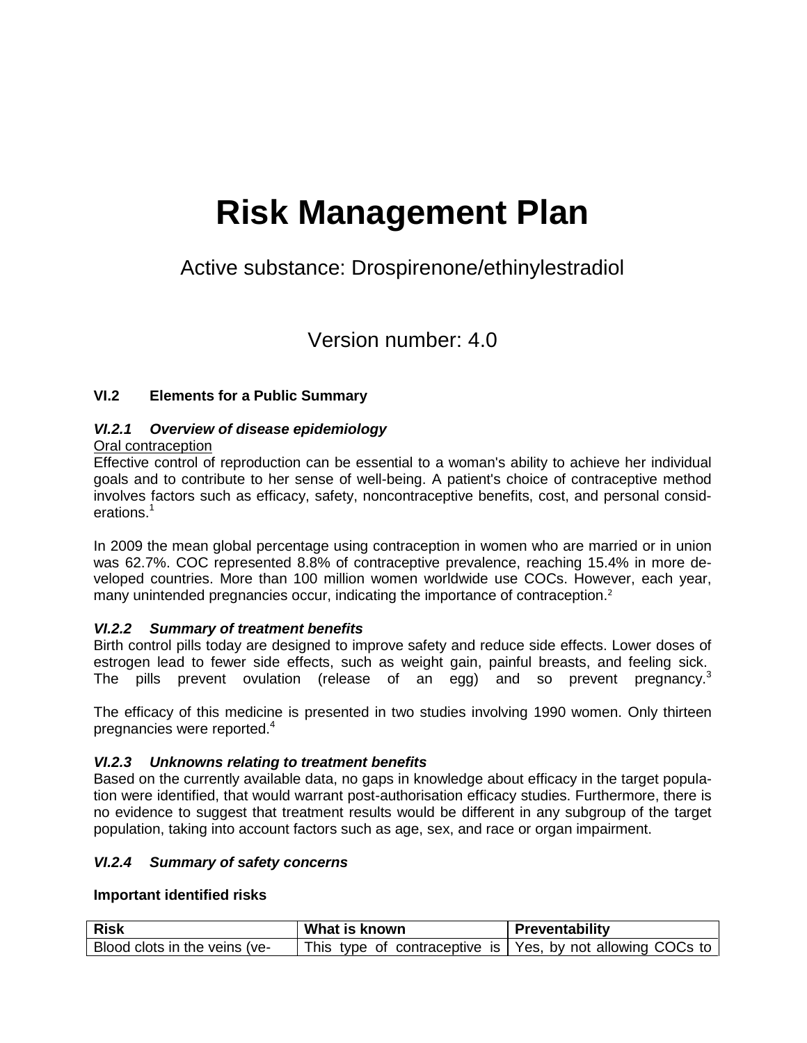# Risk Management Plan

Active substance: Drospirenone/ethinylestradiol

Version number: 4.0

### VI.2 Elements for a Public Summary

#### *VI.2.1 Overview of disease epidemiology*

Oral contraception

Effective control of reproduction can be essential to a woman's ability to achieve her individual goals and to contribute to her sense of well-being. A patient's choice of contraceptive method involves factors such as efficacy, safety, noncontraceptive benefits, cost, and personal considerations.[1]

In 2009 the mean global percentage using contraception in women who are married or in union was 62.7%. COC represented 8.8% of contraceptive prevalence, reaching 15.4% in more developed countries. More than 100 million women worldwide use COCs. However, each year, many unintended pregnancies occur, indicating the importance of contraception.[2]

#### *VI.2.2 Summary of treatment benefits*

Birth control pills today are designed to improve safety and reduce side effects. Lower doses of estrogen lead to fewer side effects, such as weight gain, painful breasts, and feeling sick. The pills prevent ovulation (release of an egg) and so prevent pregnancy.[3]

The efficacy of this medicine is presented in two studies involving 1990 women. Only thirteen pregnancies were reported.[4]

#### *VI.2.3 Unknowns relating to treatment benefits*

Based on the currently available data, no gaps in knowledge about efficacy in the target population were identified, that would warrant post-authorisation efficacy studies. Furthermore, there is no evidence to suggest that treatment results would be different in any subgroup of the target population, taking into account factors such as age, sex, and race or organ impairment.

#### *VI.2.4 Summary of safety concerns*

**Important identified risks**

| Risk | What is known | Preventability |
| --- | --- | --- |
| Blood clots in the veins (ve- | This type of contraceptive is | Yes, by not allowing COCs to |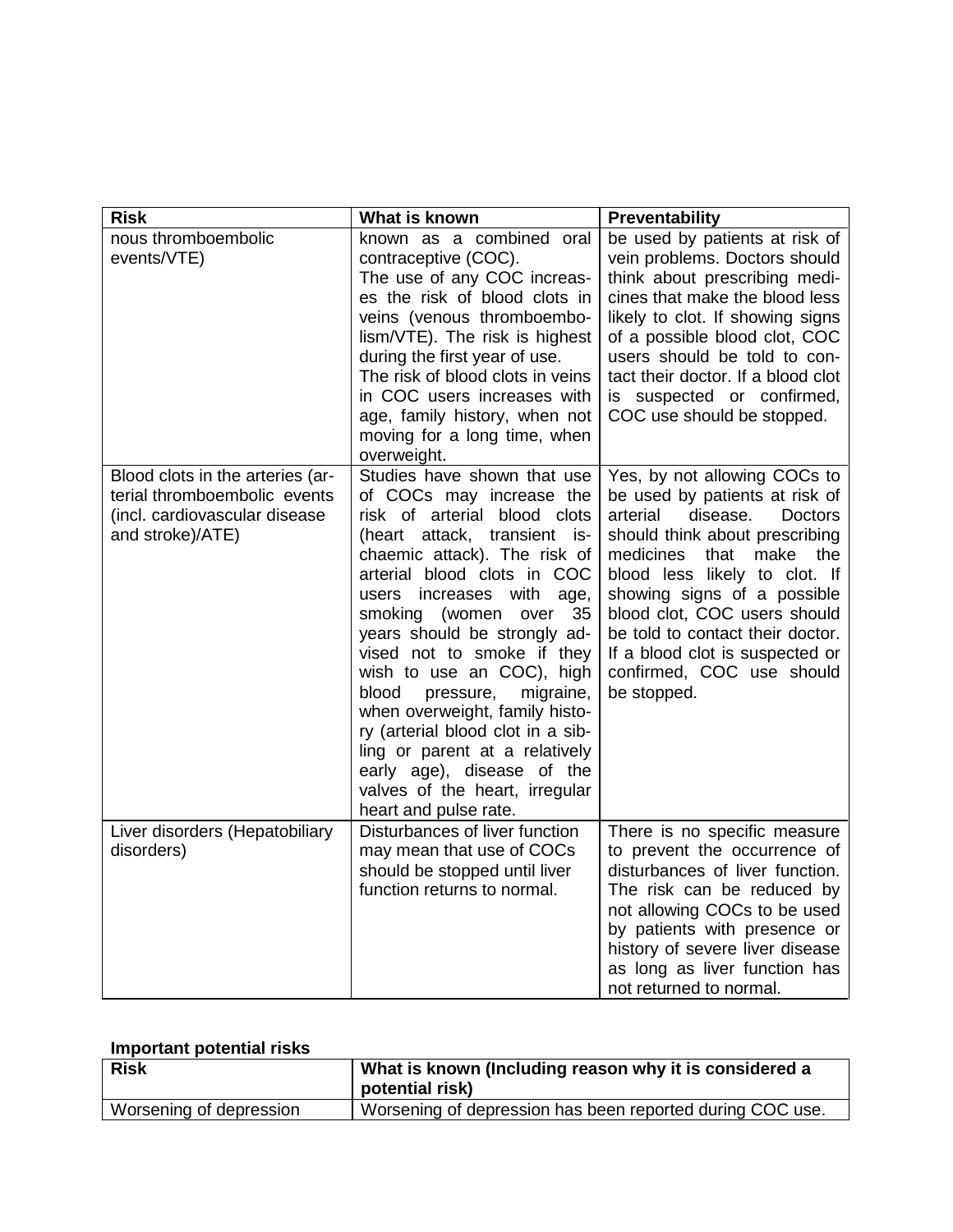| Risk | What is known | Preventability |
|---|---|---|
| nous thromboembolic events/VTE) | known as a combined oral contraceptive (COC). The use of any COC increases the risk of blood clots in veins (venous thromboembolism/VTE). The risk is highest during the first year of use. The risk of blood clots in veins in COC users increases with age, family history, when not moving for a long time, when overweight. | be used by patients at risk of vein problems. Doctors should think about prescribing medicines that make the blood less likely to clot. If showing signs of a possible blood clot, COC users should be told to contact their doctor. If a blood clot is suspected or confirmed, COC use should be stopped. |
| Blood clots in the arteries (arterial thromboembolic events (incl. cardiovascular disease and stroke)/ATE) | Studies have shown that use of COCs may increase the risk of arterial blood clots (heart attack, transient ischaemic attack). The risk of arterial blood clots in COC users increases with age, smoking (women over 35 years should be strongly advised not to smoke if they wish to use an COC), high blood pressure, migraine, when overweight, family history (arterial blood clot in a sibling or parent at a relatively early age), disease of the valves of the heart, irregular heart and pulse rate. | Yes, by not allowing COCs to be used by patients at risk of arterial disease. Doctors should think about prescribing medicines that make the blood less likely to clot. If showing signs of a possible blood clot, COC users should be told to contact their doctor. If a blood clot is suspected or confirmed, COC use should be stopped. |
| Liver disorders (Hepatobiliary disorders) | Disturbances of liver function may mean that use of COCs should be stopped until liver function returns to normal. | There is no specific measure to prevent the occurrence of disturbances of liver function. The risk can be reduced by not allowing COCs to be used by patients with presence or history of severe liver disease as long as liver function has not returned to normal. |

**Important potential risks**

| Risk | What is known (Including reason why it is considered a potential risk) |
|---|---|
| Worsening of depression | Worsening of depression has been reported during COC use. |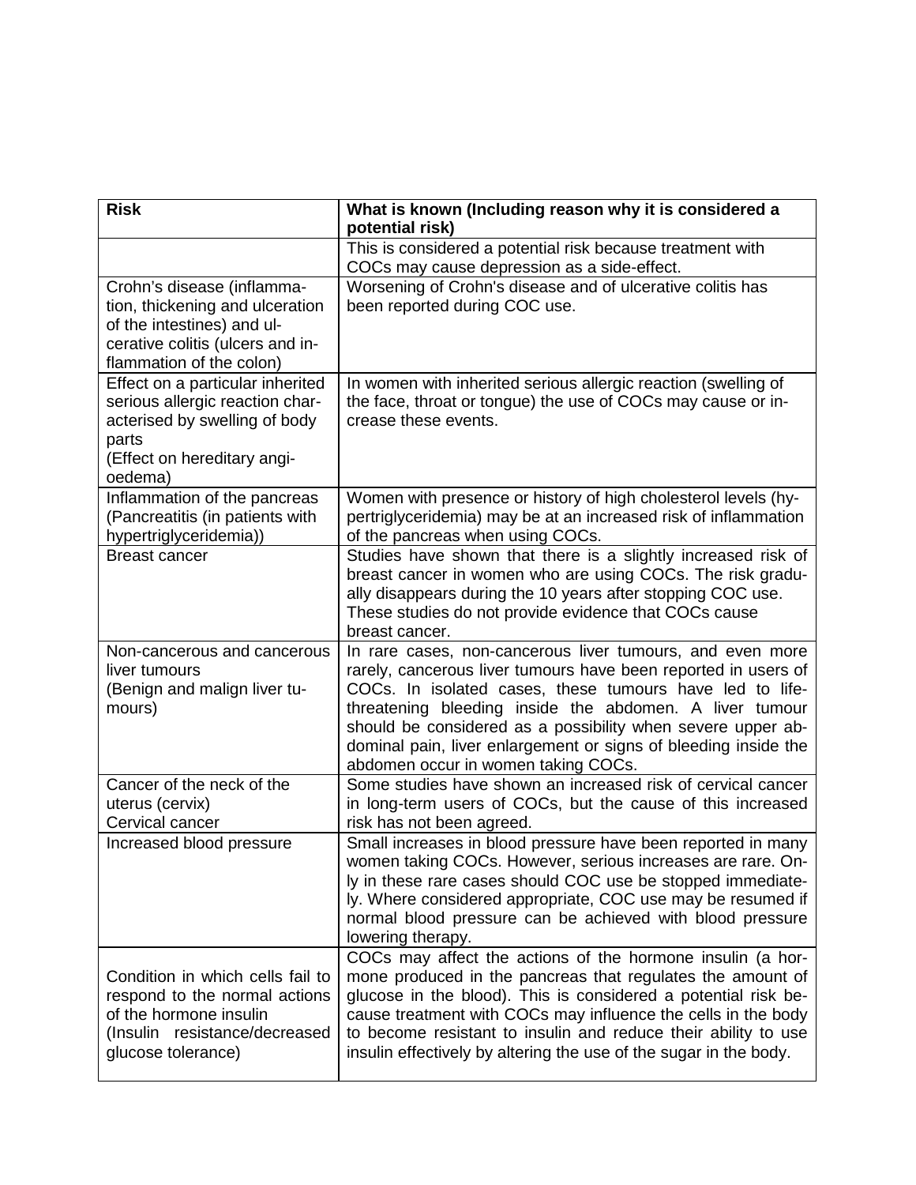| Risk | What is known (Including reason why it is considered a potential risk) |
|---|---|
| | This is considered a potential risk because treatment with COCs may cause depression as a side-effect. |
| Crohn's disease (inflammation, thickening and ulceration of the intestines) and ulcerative colitis (ulcers and inflammation of the colon) | Worsening of Crohn's disease and of ulcerative colitis has been reported during COC use. |
| Effect on a particular inherited serious allergic reaction characterised by swelling of body parts (Effect on hereditary angioedema) | In women with inherited serious allergic reaction (swelling of the face, throat or tongue) the use of COCs may cause or increase these events. |
| Inflammation of the pancreas (Pancreatitis (in patients with hypertriglyceridemia)) | Women with presence or history of high cholesterol levels (hypertriglyceridemia) may be at an increased risk of inflammation of the pancreas when using COCs. |
| Breast cancer | Studies have shown that there is a slightly increased risk of breast cancer in women who are using COCs. The risk gradually disappears during the 10 years after stopping COC use. These studies do not provide evidence that COCs cause breast cancer. |
| Non-cancerous and cancerous liver tumours (Benign and malign liver tumours) | In rare cases, non-cancerous liver tumours, and even more rarely, cancerous liver tumours have been reported in users of COCs. In isolated cases, these tumours have led to life-threatening bleeding inside the abdomen. A liver tumour should be considered as a possibility when severe upper abdominal pain, liver enlargement or signs of bleeding inside the abdomen occur in women taking COCs. |
| Cancer of the neck of the uterus (cervix) Cervical cancer | Some studies have shown an increased risk of cervical cancer in long-term users of COCs, but the cause of this increased risk has not been agreed. |
| Increased blood pressure | Small increases in blood pressure have been reported in many women taking COCs. However, serious increases are rare. Only in these rare cases should COC use be stopped immediately. Where considered appropriate, COC use may be resumed if normal blood pressure can be achieved with blood pressure lowering therapy. |
| Condition in which cells fail to respond to the normal actions of the hormone insulin (Insulin resistance/decreased glucose tolerance) | COCs may affect the actions of the hormone insulin (a hormone produced in the pancreas that regulates the amount of glucose in the blood). This is considered a potential risk because treatment with COCs may influence the cells in the body to become resistant to insulin and reduce their ability to use insulin effectively by altering the use of the sugar in the body. |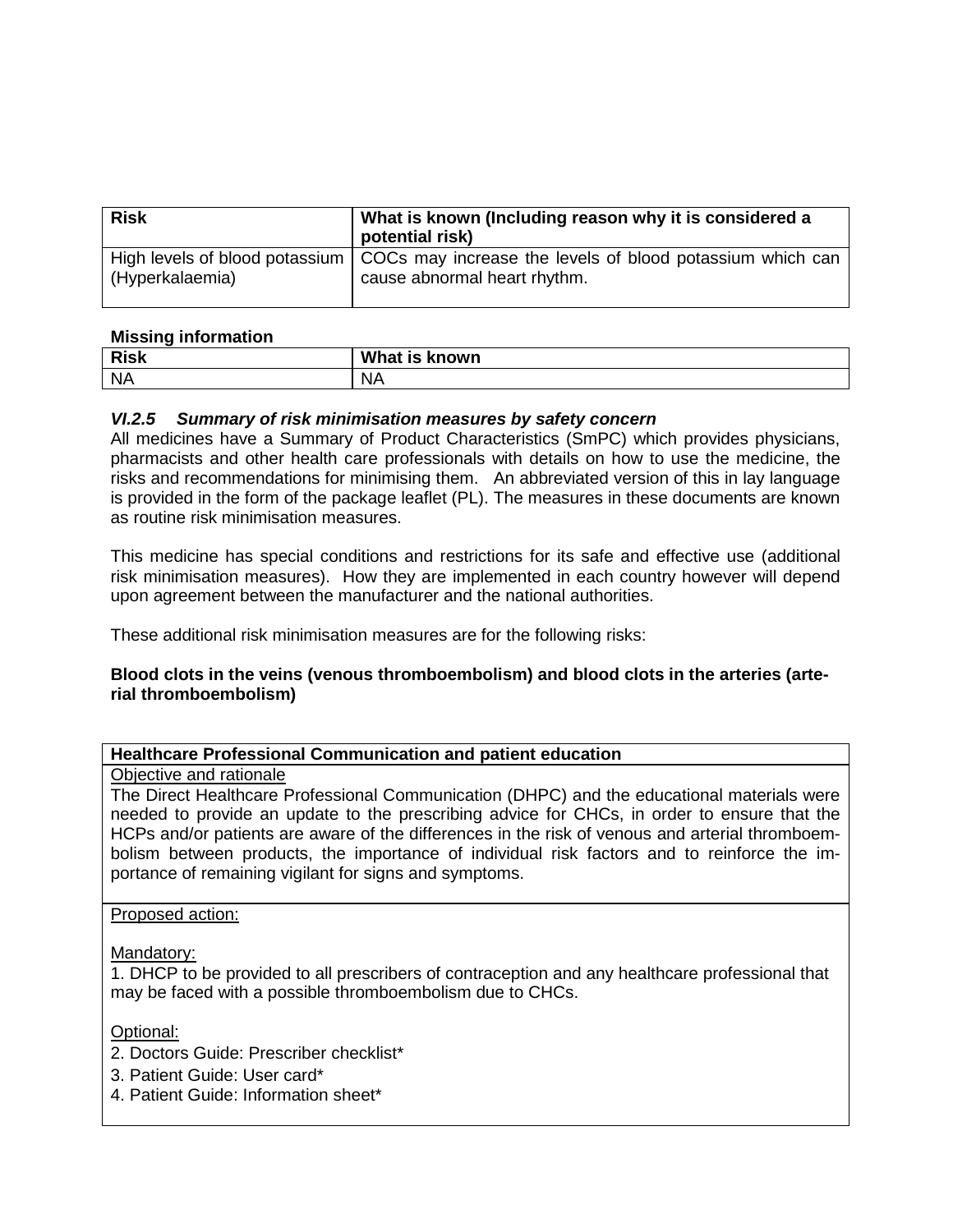| Risk | What is known (Including reason why it is considered a potential risk) |
|---|---|
| High levels of blood potassium (Hyperkalaemia) | COCs may increase the levels of blood potassium which can cause abnormal heart rhythm. |

**Missing information**

| Risk | What is known |
|---|---|
| NA | NA |

### *VI.2.5 Summary of risk minimisation measures by safety concern*

All medicines have a Summary of Product Characteristics (SmPC) which provides physicians, pharmacists and other health care professionals with details on how to use the medicine, the risks and recommendations for minimising them. An abbreviated version of this in lay language is provided in the form of the package leaflet (PL). The measures in these documents are known as routine risk minimisation measures.

This medicine has special conditions and restrictions for its safe and effective use (additional risk minimisation measures). How they are implemented in each country however will depend upon agreement between the manufacturer and the national authorities.

These additional risk minimisation measures are for the following risks:

**Blood clots in the veins (venous thromboembolism) and blood clots in the arteries (arterial thromboembolism)**

| **Healthcare Professional Communication and patient education** |
|---|
| Objective and rationale<br>The Direct Healthcare Professional Communication (DHPC) and the educational materials were needed to provide an update to the prescribing advice for CHCs, in order to ensure that the HCPs and/or patients are aware of the differences in the risk of venous and arterial thromboembolism between products, the importance of individual risk factors and to reinforce the importance of remaining vigilant for signs and symptoms. |
| Proposed action:<br><br>Mandatory:<br>1. DHCP to be provided to all prescribers of contraception and any healthcare professional that may be faced with a possible thromboembolism due to CHCs.<br><br>Optional:<br>2. Doctors Guide: Prescriber checklist*<br>3. Patient Guide: User card*<br>4. Patient Guide: Information sheet* |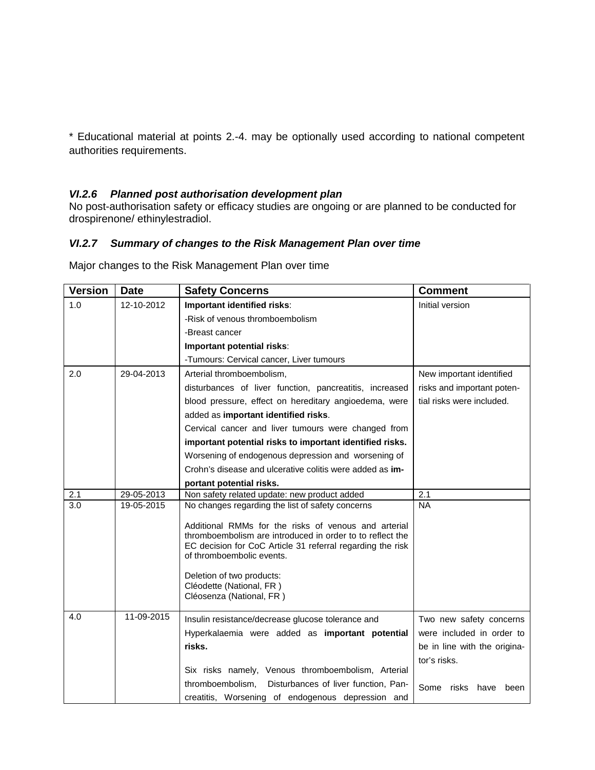* Educational material at points 2.-4. may be optionally used according to national competent authorities requirements.

### *VI.2.6 Planned post authorisation development plan*

No post-authorisation safety or efficacy studies are ongoing or are planned to be conducted for drospirenone/ ethinylestradiol.

### *VI.2.7 Summary of changes to the Risk Management Plan over time*

Major changes to the Risk Management Plan over time

| Version | Date | Safety Concerns | Comment |
|---|---|---|---|
| 1.0 | 12-10-2012 | **Important identified risks**:<br>-Risk of venous thromboembolism<br>-Breast cancer<br>**Important potential risks**:<br>-Tumours: Cervical cancer, Liver tumours | Initial version |
| 2.0 | 29-04-2013 | Arterial thromboembolism, disturbances of liver function, pancreatitis, increased blood pressure, effect on hereditary angioedema, were added as **important identified risks**.<br>Cervical cancer and liver tumours were changed from **important potential risks to important identified risks.**<br>Worsening of endogenous depression and worsening of Crohn's disease and ulcerative colitis were added as **important potential risks.** | New important identified risks and important potential risks were included. |
| 2.1 | 29-05-2013 | Non safety related update: new product added | 2.1 |
| 3.0 | 19-05-2015 | No changes regarding the list of safety concerns<br><br>Additional RMMs for the risks of venous and arterial thromboembolism are introduced in order to to reflect the EC decision for CoC Article 31 referral regarding the risk of thromboembolic events.<br><br>Deletion of two products:<br>Cléodette (National, FR )<br>Cléosenza (National, FR ) | NA |
| 4.0 | 11-09-2015 | Insulin resistance/decrease glucose tolerance and Hyperkalaemia were added as **important potential risks.**<br><br>Six risks namely, Venous thromboembolism, Arterial thromboembolism, Disturbances of liver function, Pancreatitis, Worsening of endogenous depression and | Two new safety concerns were included in order to be in line with the originator's risks.<br><br>Some risks have been |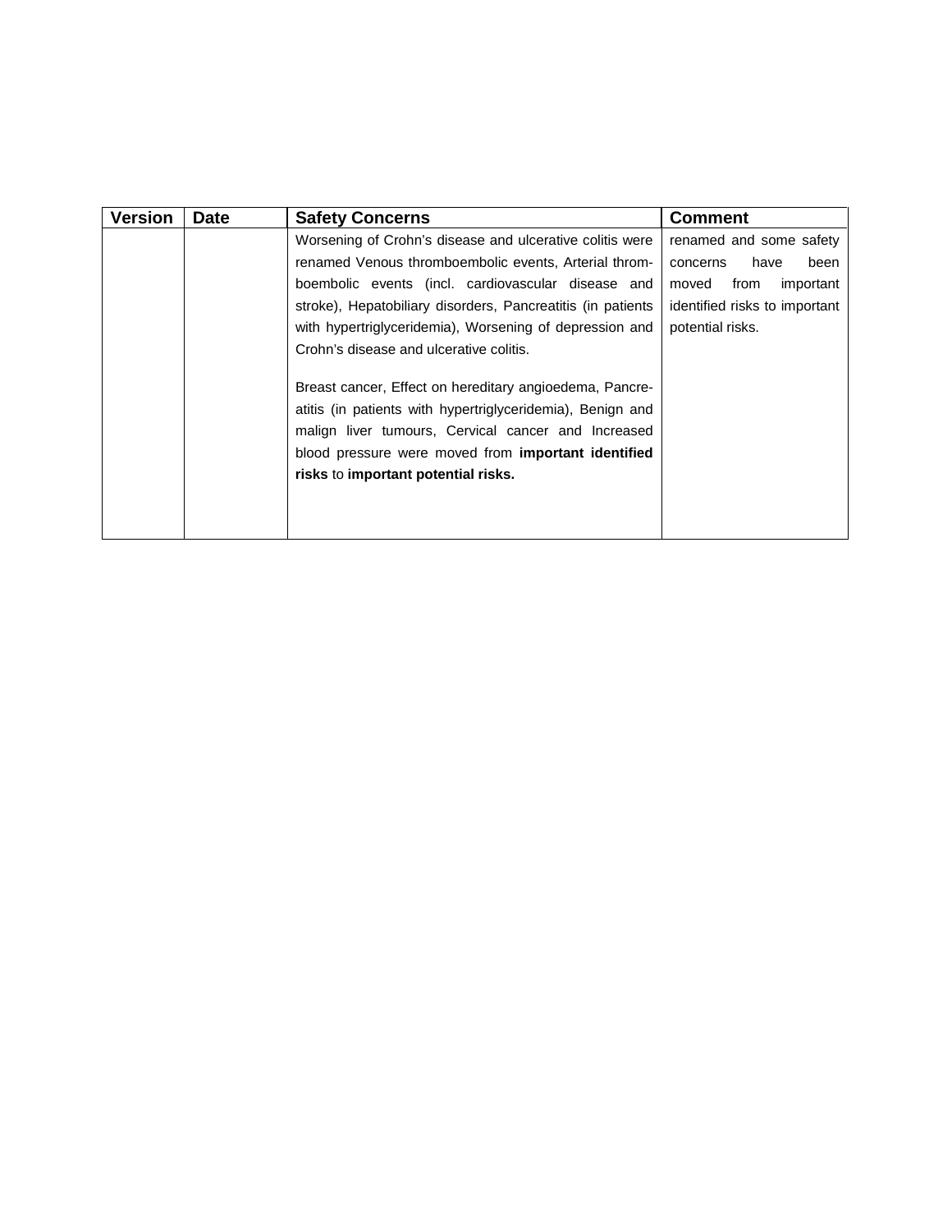| Version | Date | Safety Concerns | Comment |
|---|---|---|---|
| | | Worsening of Crohn's disease and ulcerative colitis were renamed Venous thromboembolic events, Arterial thromboembolic events (incl. cardiovascular disease and stroke), Hepatobiliary disorders, Pancreatitis (in patients with hypertriglyceridemia), Worsening of depression and Crohn's disease and ulcerative colitis.<br><br>Breast cancer, Effect on hereditary angioedema, Pancreatitis (in patients with hypertriglyceridemia), Benign and malign liver tumours, Cervical cancer and Increased blood pressure were moved from **important identified risks** to **important potential risks.** | renamed and some safety concerns have been moved from important identified risks to important potential risks. |